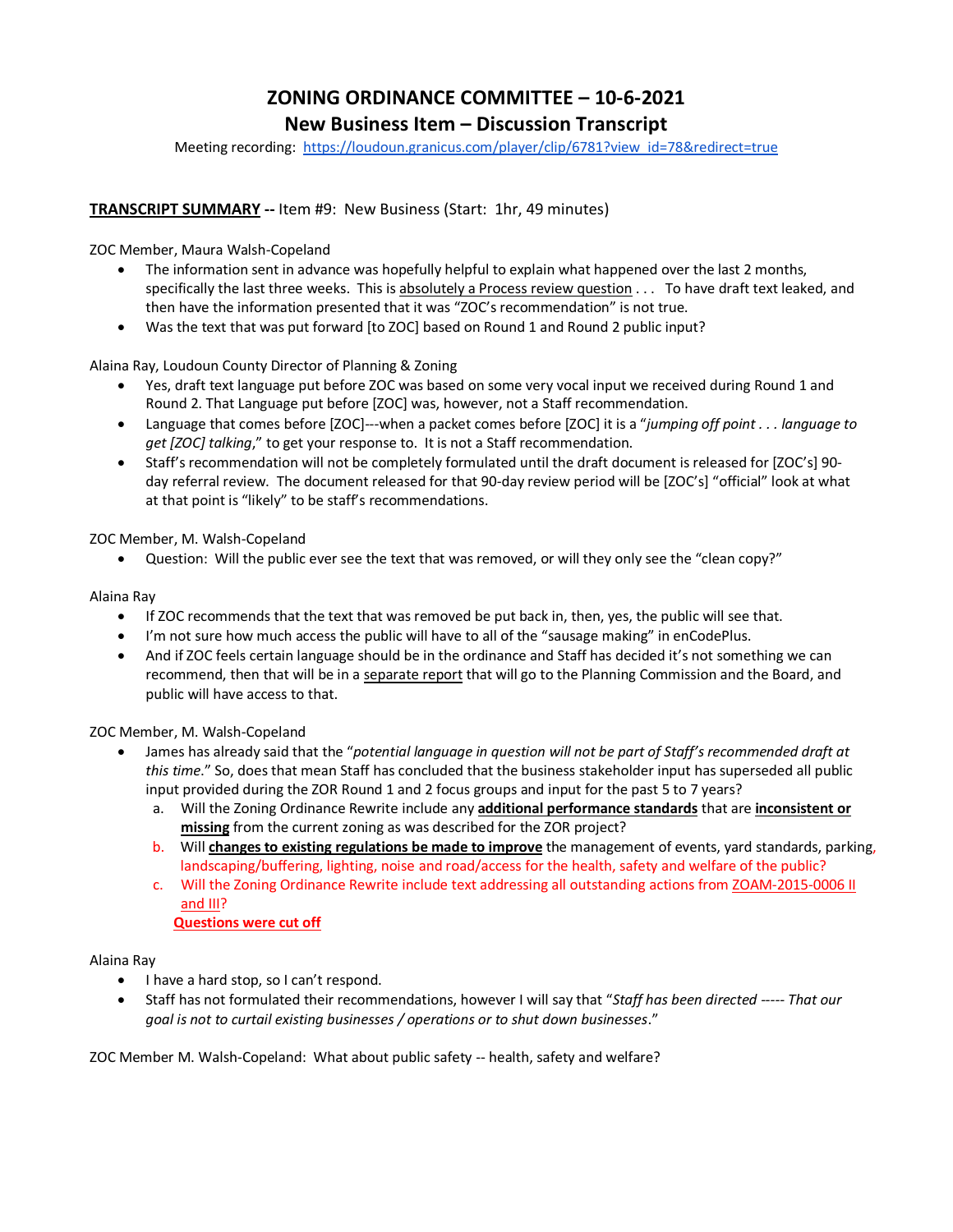# ZONING ORDINANCE COMMITTEE – 10-6-2021

## New Business Item – Discussion Transcript

Meeting recording: https://loudoun.granicus.com/player/clip/6781?view_id=78&redirect=true

**TRANSCRIPT SUMMARY --** Item #9: New Business (Start: 1hr, 49 minutes)

ZOC Member, Maura Walsh-Copeland

- The information sent in advance was hopefully helpful to explain what happened over the last 2 months, specifically the last three weeks. This is absolutely a Process review question . . . To have draft text leaked, and then have the information presented that it was "ZOC's recommendation" is not true.
- Was the text that was put forward [to ZOC] based on Round 1 and Round 2 public input?

Alaina Ray, Loudoun County Director of Planning & Zoning

- Yes, draft text language put before ZOC was based on some very vocal input we received during Round 1 and Round 2. That Language put before [ZOC] was, however, not a Staff recommendation.
- Language that comes before [ZOC]---when a packet comes before [ZOC] it is a "*jumping off point . . . language to get [ZOC] talking*," to get your response to. It is not a Staff recommendation.
- Staff's recommendation will not be completely formulated until the draft document is released for [ZOC's] 90-day referral review. The document released for that 90-day review period will be [ZOC's] "official" look at what at that point is "likely" to be staff's recommendations.

ZOC Member, M. Walsh-Copeland

- Question: Will the public ever see the text that was removed, or will they only see the "clean copy?"

Alaina Ray

- If ZOC recommends that the text that was removed be put back in, then, yes, the public will see that.
- I'm not sure how much access the public will have to all of the "sausage making" in enCodePlus.
- And if ZOC feels certain language should be in the ordinance and Staff has decided it's not something we can recommend, then that will be in a separate report that will go to the Planning Commission and the Board, and public will have access to that.

ZOC Member, M. Walsh-Copeland

- James has already said that the "*potential language in question will not be part of Staff's recommended draft at this time*." So, does that mean Staff has concluded that the business stakeholder input has superseded all public input provided during the ZOR Round 1 and 2 focus groups and input for the past 5 to 7 years?
  a. Will the Zoning Ordinance Rewrite include any **additional performance standards** that are **inconsistent or missing** from the current zoning as was described for the ZOR project?
  b. Will **changes to existing regulations be made to improve** the management of events, yard standards, parking, landscaping/buffering, lighting, noise and road/access for the health, safety and welfare of the public?
  c. Will the Zoning Ordinance Rewrite include text addressing all outstanding actions from ZOAM-2015-0006 II and III?

  **Questions were cut off**

Alaina Ray

- I have a hard stop, so I can't respond.
- Staff has not formulated their recommendations, however I will say that "*Staff has been directed ----- That our goal is not to curtail existing businesses / operations or to shut down businesses*."

ZOC Member M. Walsh-Copeland: What about public safety -- health, safety and welfare?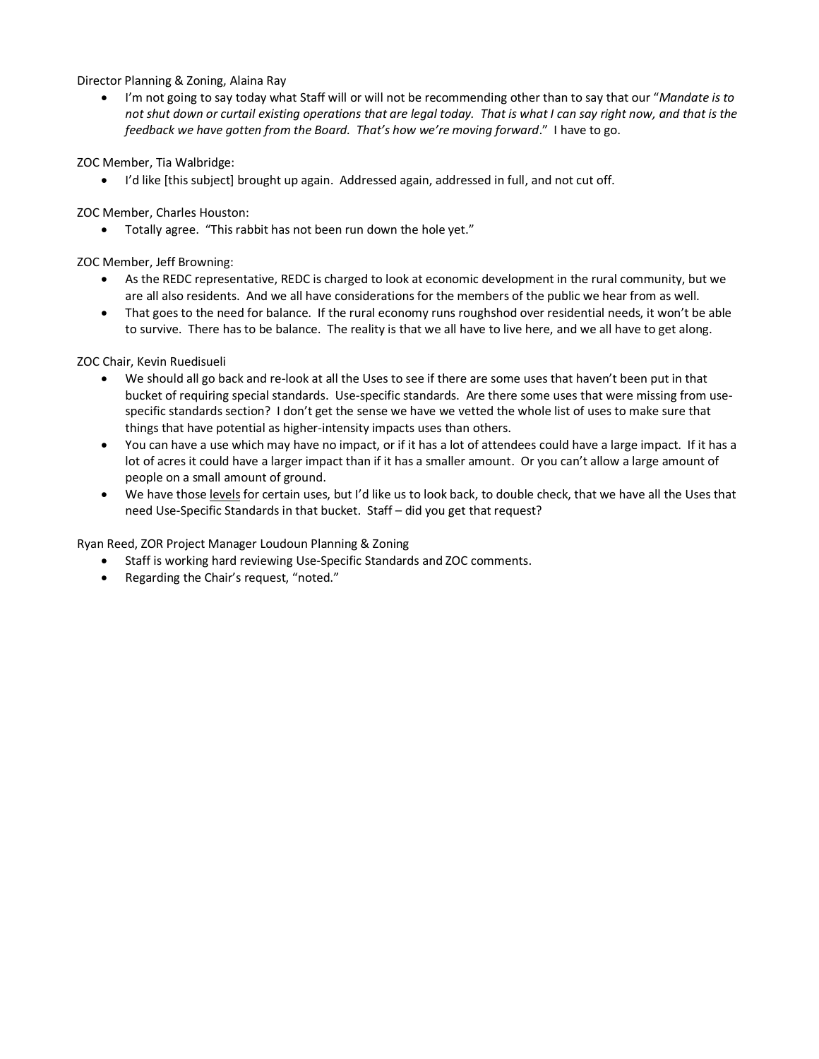Director Planning & Zoning, Alaina Ray

- I'm not going to say today what Staff will or will not be recommending other than to say that our "*Mandate is to not shut down or curtail existing operations that are legal today. That is what I can say right now, and that is the feedback we have gotten from the Board. That's how we're moving forward*." I have to go.

ZOC Member, Tia Walbridge:

- I'd like [this subject] brought up again. Addressed again, addressed in full, and not cut off.

ZOC Member, Charles Houston:

- Totally agree. "This rabbit has not been run down the hole yet."

ZOC Member, Jeff Browning:

- As the REDC representative, REDC is charged to look at economic development in the rural community, but we are all also residents. And we all have considerations for the members of the public we hear from as well.
- That goes to the need for balance. If the rural economy runs roughshod over residential needs, it won't be able to survive. There has to be balance. The reality is that we all have to live here, and we all have to get along.

ZOC Chair, Kevin Ruedisueli

- We should all go back and re-look at all the Uses to see if there are some uses that haven't been put in that bucket of requiring special standards. Use-specific standards. Are there some uses that were missing from use-specific standards section? I don't get the sense we have we vetted the whole list of uses to make sure that things that have potential as higher-intensity impacts uses than others.
- You can have a use which may have no impact, or if it has a lot of attendees could have a large impact. If it has a lot of acres it could have a larger impact than if it has a smaller amount. Or you can't allow a large amount of people on a small amount of ground.
- We have those <u>levels</u> for certain uses, but I'd like us to look back, to double check, that we have all the Uses that need Use-Specific Standards in that bucket. Staff – did you get that request?

Ryan Reed, ZOR Project Manager Loudoun Planning & Zoning

- Staff is working hard reviewing Use-Specific Standards and ZOC comments.
- Regarding the Chair's request, "noted."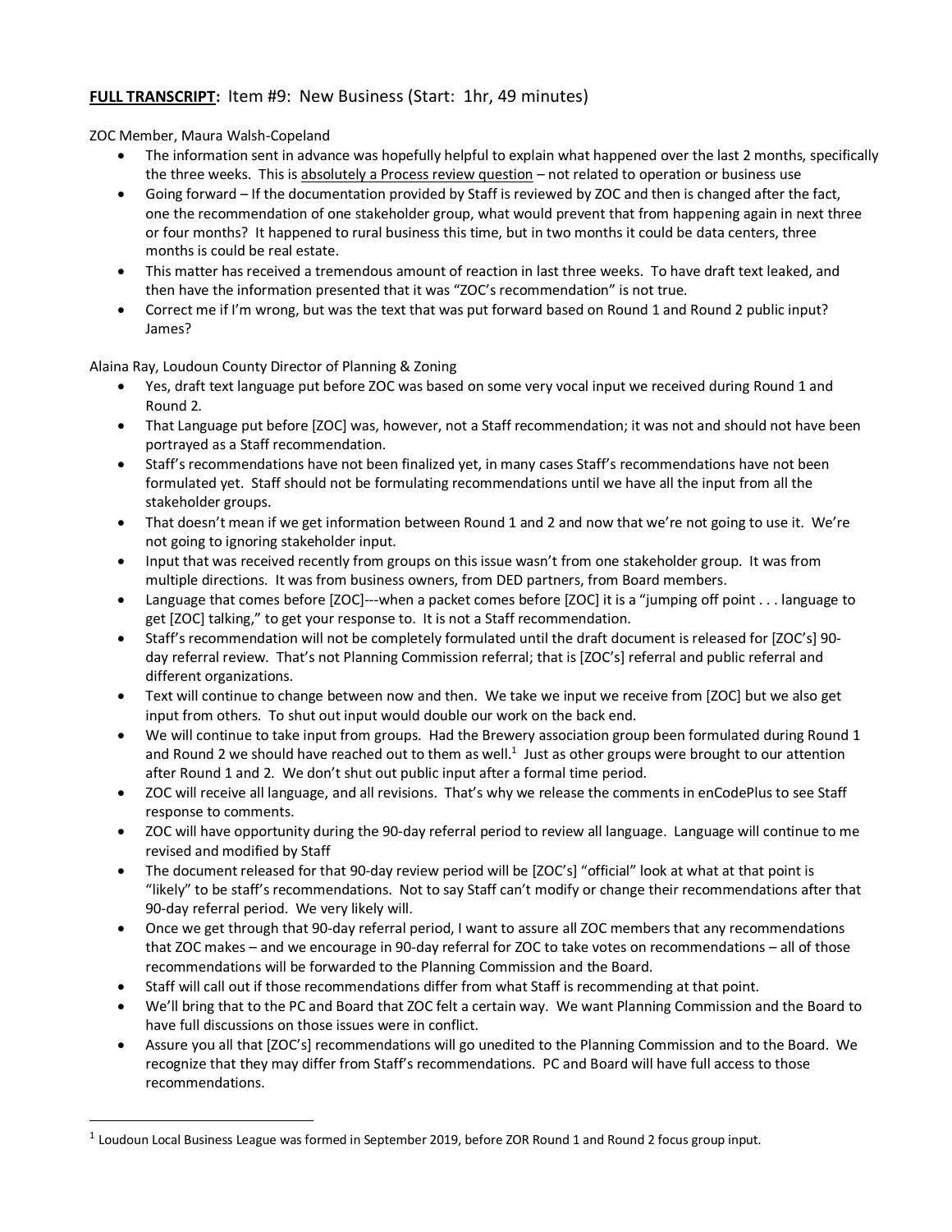**<u>FULL TRANSCRIPT</u>:** Item #9: New Business (Start: 1hr, 49 minutes)

ZOC Member, Maura Walsh-Copeland

- The information sent in advance was hopefully helpful to explain what happened over the last 2 months, specifically the three weeks. This is <u>absolutely a Process review question</u> – not related to operation or business use
- Going forward – If the documentation provided by Staff is reviewed by ZOC and then is changed after the fact, one the recommendation of one stakeholder group, what would prevent that from happening again in next three or four months? It happened to rural business this time, but in two months it could be data centers, three months is could be real estate.
- This matter has received a tremendous amount of reaction in last three weeks. To have draft text leaked, and then have the information presented that it was "ZOC's recommendation" is not true.
- Correct me if I'm wrong, but was the text that was put forward based on Round 1 and Round 2 public input? James?

Alaina Ray, Loudoun County Director of Planning & Zoning

- Yes, draft text language put before ZOC was based on some very vocal input we received during Round 1 and Round 2.
- That Language put before [ZOC] was, however, not a Staff recommendation; it was not and should not have been portrayed as a Staff recommendation.
- Staff's recommendations have not been finalized yet, in many cases Staff's recommendations have not been formulated yet. Staff should not be formulating recommendations until we have all the input from all the stakeholder groups.
- That doesn't mean if we get information between Round 1 and 2 and now that we're not going to use it. We're not going to ignoring stakeholder input.
- Input that was received recently from groups on this issue wasn't from one stakeholder group. It was from multiple directions. It was from business owners, from DED partners, from Board members.
- Language that comes before [ZOC]---when a packet comes before [ZOC] it is a "jumping off point . . . language to get [ZOC] talking," to get your response to. It is not a Staff recommendation.
- Staff's recommendation will not be completely formulated until the draft document is released for [ZOC's] 90-day referral review. That's not Planning Commission referral; that is [ZOC's] referral and public referral and different organizations.
- Text will continue to change between now and then. We take we input we receive from [ZOC] but we also get input from others. To shut out input would double our work on the back end.
- We will continue to take input from groups. Had the Brewery association group been formulated during Round 1 and Round 2 we should have reached out to them as well.[1] Just as other groups were brought to our attention after Round 1 and 2. We don't shut out public input after a formal time period.
- ZOC will receive all language, and all revisions. That's why we release the comments in enCodePlus to see Staff response to comments.
- ZOC will have opportunity during the 90-day referral period to review all language. Language will continue to me revised and modified by Staff
- The document released for that 90-day review period will be [ZOC's] "official" look at what at that point is "likely" to be staff's recommendations. Not to say Staff can't modify or change their recommendations after that 90-day referral period. We very likely will.
- Once we get through that 90-day referral period, I want to assure all ZOC members that any recommendations that ZOC makes – and we encourage in 90-day referral for ZOC to take votes on recommendations – all of those recommendations will be forwarded to the Planning Commission and the Board.
- Staff will call out if those recommendations differ from what Staff is recommending at that point.
- We'll bring that to the PC and Board that ZOC felt a certain way. We want Planning Commission and the Board to have full discussions on those issues were in conflict.
- Assure you all that [ZOC's] recommendations will go unedited to the Planning Commission and to the Board. We recognize that they may differ from Staff's recommendations. PC and Board will have full access to those recommendations.

[1] Loudoun Local Business League was formed in September 2019, before ZOR Round 1 and Round 2 focus group input.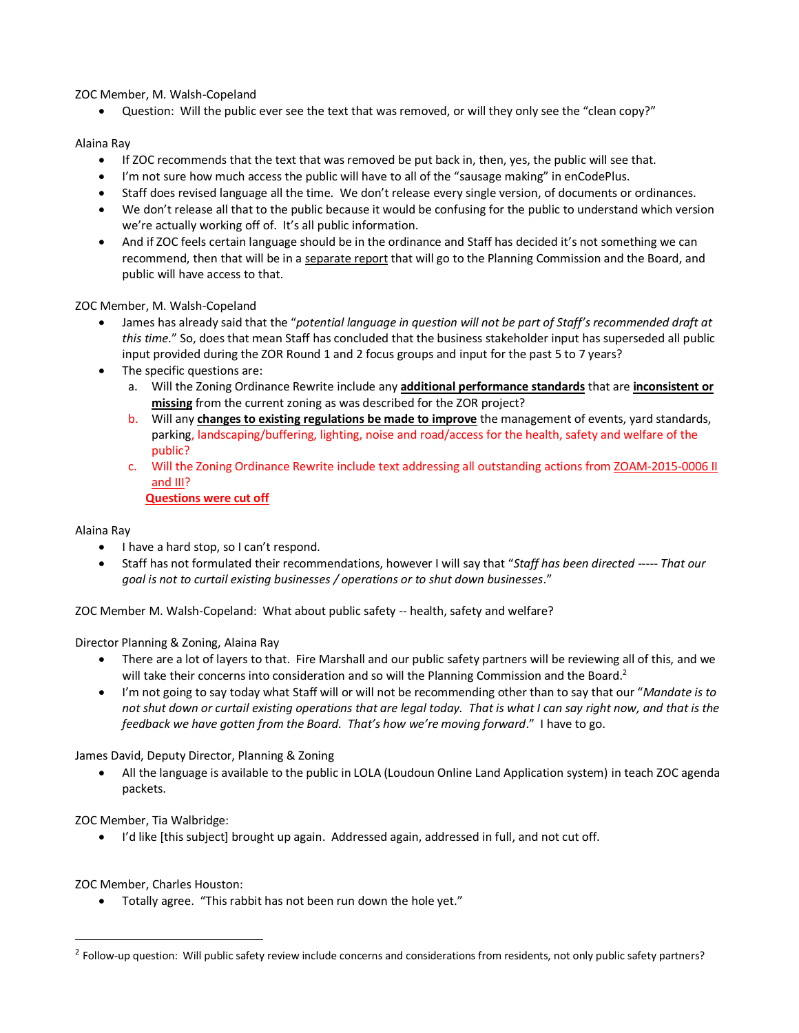ZOC Member, M. Walsh-Copeland

- Question: Will the public ever see the text that was removed, or will they only see the "clean copy?"

Alaina Ray

- If ZOC recommends that the text that was removed be put back in, then, yes, the public will see that.
- I'm not sure how much access the public will have to all of the "sausage making" in enCodePlus.
- Staff does revised language all the time. We don't release every single version, of documents or ordinances.
- We don't release all that to the public because it would be confusing for the public to understand which version we're actually working off of. It's all public information.
- And if ZOC feels certain language should be in the ordinance and Staff has decided it's not something we can recommend, then that will be in a separate report that will go to the Planning Commission and the Board, and public will have access to that.

ZOC Member, M. Walsh-Copeland

- James has already said that the "*potential language in question will not be part of Staff's recommended draft at this time*." So, does that mean Staff has concluded that the business stakeholder input has superseded all public input provided during the ZOR Round 1 and 2 focus groups and input for the past 5 to 7 years?
- The specific questions are:
  a. Will the Zoning Ordinance Rewrite include any **additional performance standards** that are **inconsistent or missing** from the current zoning as was described for the ZOR project?
  b. Will any **changes to existing regulations be made to improve** the management of events, yard standards, parking, landscaping/buffering, lighting, noise and road/access for the health, safety and welfare of the public?
  c. Will the Zoning Ordinance Rewrite include text addressing all outstanding actions from ZOAM-2015-0006 II and III?

  **Questions were cut off**

Alaina Ray

- I have a hard stop, so I can't respond.
- Staff has not formulated their recommendations, however I will say that "*Staff has been directed ----- That our goal is not to curtail existing businesses / operations or to shut down businesses*."

ZOC Member M. Walsh-Copeland: What about public safety -- health, safety and welfare?

Director Planning & Zoning, Alaina Ray

- There are a lot of layers to that. Fire Marshall and our public safety partners will be reviewing all of this, and we will take their concerns into consideration and so will the Planning Commission and the Board.[2]
- I'm not going to say today what Staff will or will not be recommending other than to say that our "*Mandate is to not shut down or curtail existing operations that are legal today. That is what I can say right now, and that is the feedback we have gotten from the Board. That's how we're moving forward*." I have to go.

James David, Deputy Director, Planning & Zoning

- All the language is available to the public in LOLA (Loudoun Online Land Application system) in teach ZOC agenda packets.

ZOC Member, Tia Walbridge:

- I'd like [this subject] brought up again. Addressed again, addressed in full, and not cut off.

ZOC Member, Charles Houston:

- Totally agree. "This rabbit has not been run down the hole yet."

---

[2] Follow-up question: Will public safety review include concerns and considerations from residents, not only public safety partners?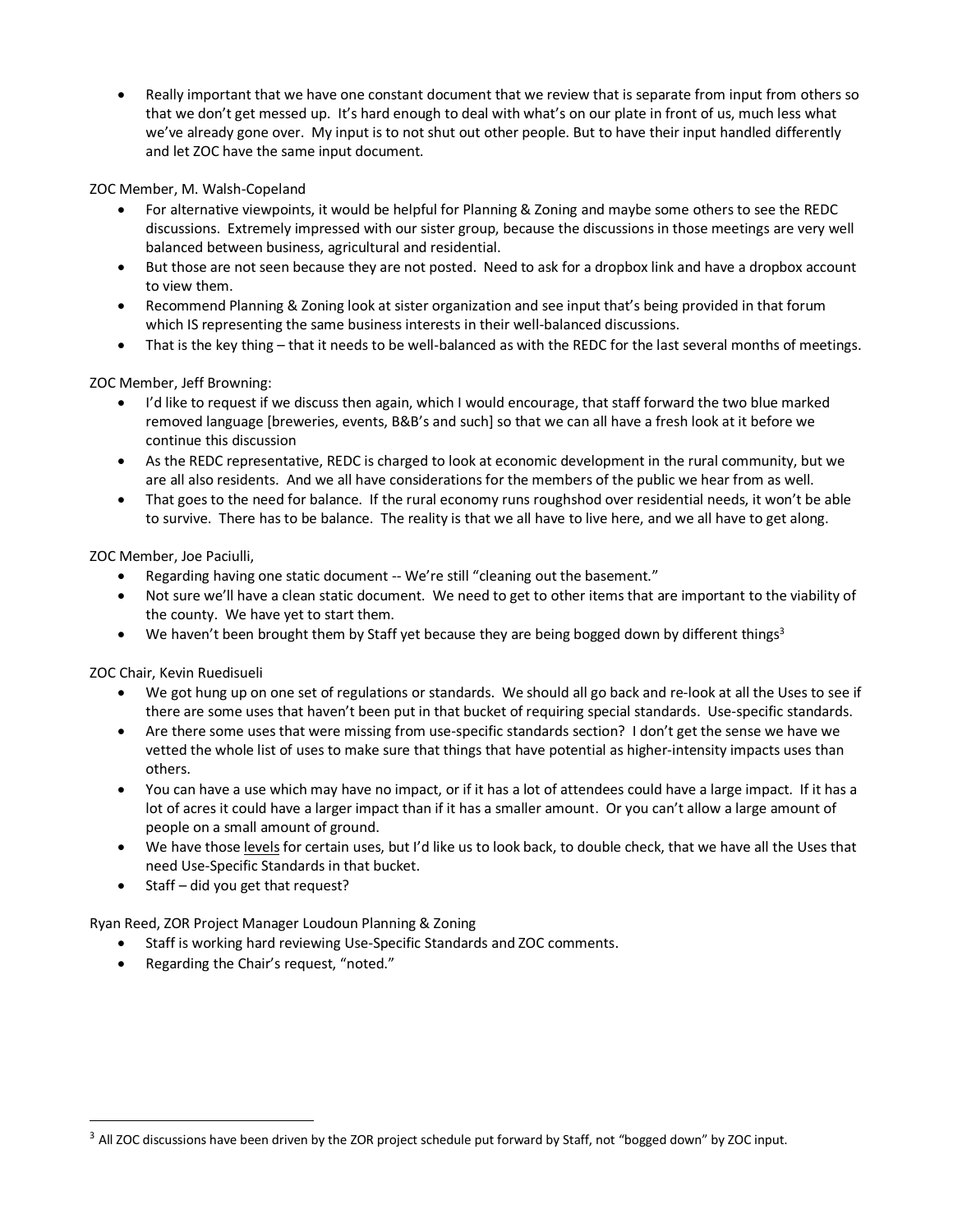- Really important that we have one constant document that we review that is separate from input from others so that we don't get messed up. It's hard enough to deal with what's on our plate in front of us, much less what we've already gone over. My input is to not shut out other people. But to have their input handled differently and let ZOC have the same input document.

ZOC Member, M. Walsh-Copeland

- For alternative viewpoints, it would be helpful for Planning & Zoning and maybe some others to see the REDC discussions. Extremely impressed with our sister group, because the discussions in those meetings are very well balanced between business, agricultural and residential.
- But those are not seen because they are not posted. Need to ask for a dropbox link and have a dropbox account to view them.
- Recommend Planning & Zoning look at sister organization and see input that's being provided in that forum which IS representing the same business interests in their well-balanced discussions.
- That is the key thing – that it needs to be well-balanced as with the REDC for the last several months of meetings.

ZOC Member, Jeff Browning:

- I'd like to request if we discuss then again, which I would encourage, that staff forward the two blue marked removed language [breweries, events, B&B's and such] so that we can all have a fresh look at it before we continue this discussion
- As the REDC representative, REDC is charged to look at economic development in the rural community, but we are all also residents. And we all have considerations for the members of the public we hear from as well.
- That goes to the need for balance. If the rural economy runs roughshod over residential needs, it won't be able to survive. There has to be balance. The reality is that we all have to live here, and we all have to get along.

ZOC Member, Joe Paciulli,

- Regarding having one static document -- We're still "cleaning out the basement."
- Not sure we'll have a clean static document. We need to get to other items that are important to the viability of the county. We have yet to start them.
- We haven't been brought them by Staff yet because they are being bogged down by different things[3]

ZOC Chair, Kevin Ruedisueli

- We got hung up on one set of regulations or standards. We should all go back and re-look at all the Uses to see if there are some uses that haven't been put in that bucket of requiring special standards. Use-specific standards.
- Are there some uses that were missing from use-specific standards section? I don't get the sense we have we vetted the whole list of uses to make sure that things that have potential as higher-intensity impacts uses than others.
- You can have a use which may have no impact, or if it has a lot of attendees could have a large impact. If it has a lot of acres it could have a larger impact than if it has a smaller amount. Or you can't allow a large amount of people on a small amount of ground.
- We have those <u>levels</u> for certain uses, but I'd like us to look back, to double check, that we have all the Uses that need Use-Specific Standards in that bucket.
- Staff – did you get that request?

Ryan Reed, ZOR Project Manager Loudoun Planning & Zoning

- Staff is working hard reviewing Use-Specific Standards and ZOC comments.
- Regarding the Chair's request, "noted."

---

[3] All ZOC discussions have been driven by the ZOR project schedule put forward by Staff, not "bogged down" by ZOC input.